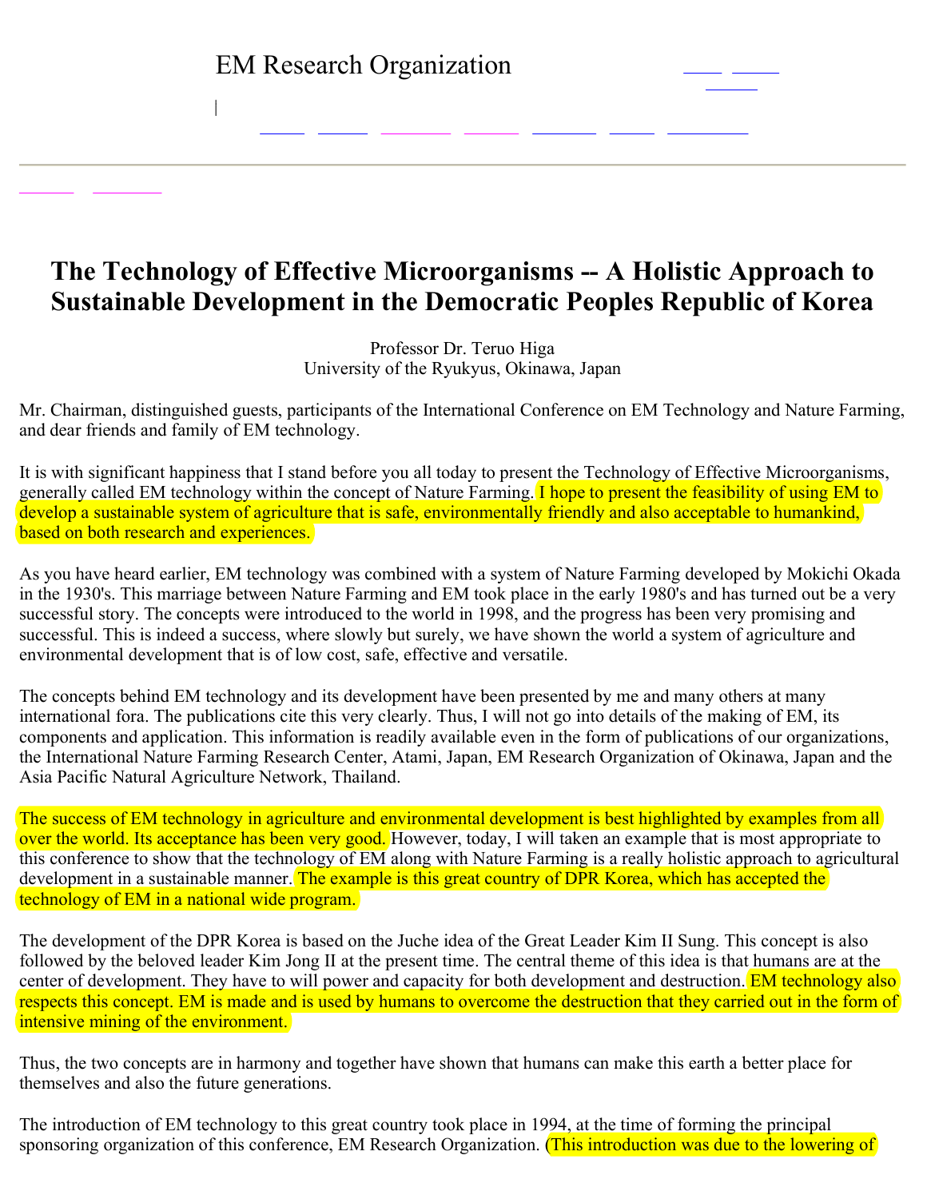EM Research Organization

# The Technology of Effective Microorganisms -- A Holistic Approach to Sustainable Development in the Democratic Peoples Republic of Korea

Professor Dr. Teruo Higa
University of the Ryukyus, Okinawa, Japan

Mr. Chairman, distinguished guests, participants of the International Conference on EM Technology and Nature Farming, and dear friends and family of EM technology.

It is with significant happiness that I stand before you all today to present the Technology of Effective Microorganisms, generally called EM technology within the concept of Nature Farming. I hope to present the feasibility of using EM to develop a sustainable system of agriculture that is safe, environmentally friendly and also acceptable to humankind, based on both research and experiences.

As you have heard earlier, EM technology was combined with a system of Nature Farming developed by Mokichi Okada in the 1930's. This marriage between Nature Farming and EM took place in the early 1980's and has turned out be a very successful story. The concepts were introduced to the world in 1998, and the progress has been very promising and successful. This is indeed a success, where slowly but surely, we have shown the world a system of agriculture and environmental development that is of low cost, safe, effective and versatile.

The concepts behind EM technology and its development have been presented by me and many others at many international fora. The publications cite this very clearly. Thus, I will not go into details of the making of EM, its components and application. This information is readily available even in the form of publications of our organizations, the International Nature Farming Research Center, Atami, Japan, EM Research Organization of Okinawa, Japan and the Asia Pacific Natural Agriculture Network, Thailand.

The success of EM technology in agriculture and environmental development is best highlighted by examples from all over the world. Its acceptance has been very good. However, today, I will taken an example that is most appropriate to this conference to show that the technology of EM along with Nature Farming is a really holistic approach to agricultural development in a sustainable manner. The example is this great country of DPR Korea, which has accepted the technology of EM in a national wide program.

The development of the DPR Korea is based on the Juche idea of the Great Leader Kim Il Sung. This concept is also followed by the beloved leader Kim Jong Il at the present time. The central theme of this idea is that humans are at the center of development. They have to will power and capacity for both development and destruction. EM technology also respects this concept. EM is made and is used by humans to overcome the destruction that they carried out in the form of intensive mining of the environment.

Thus, the two concepts are in harmony and together have shown that humans can make this earth a better place for themselves and also the future generations.

The introduction of EM technology to this great country took place in 1994, at the time of forming the principal sponsoring organization of this conference, EM Research Organization. (This introduction was due to the lowering of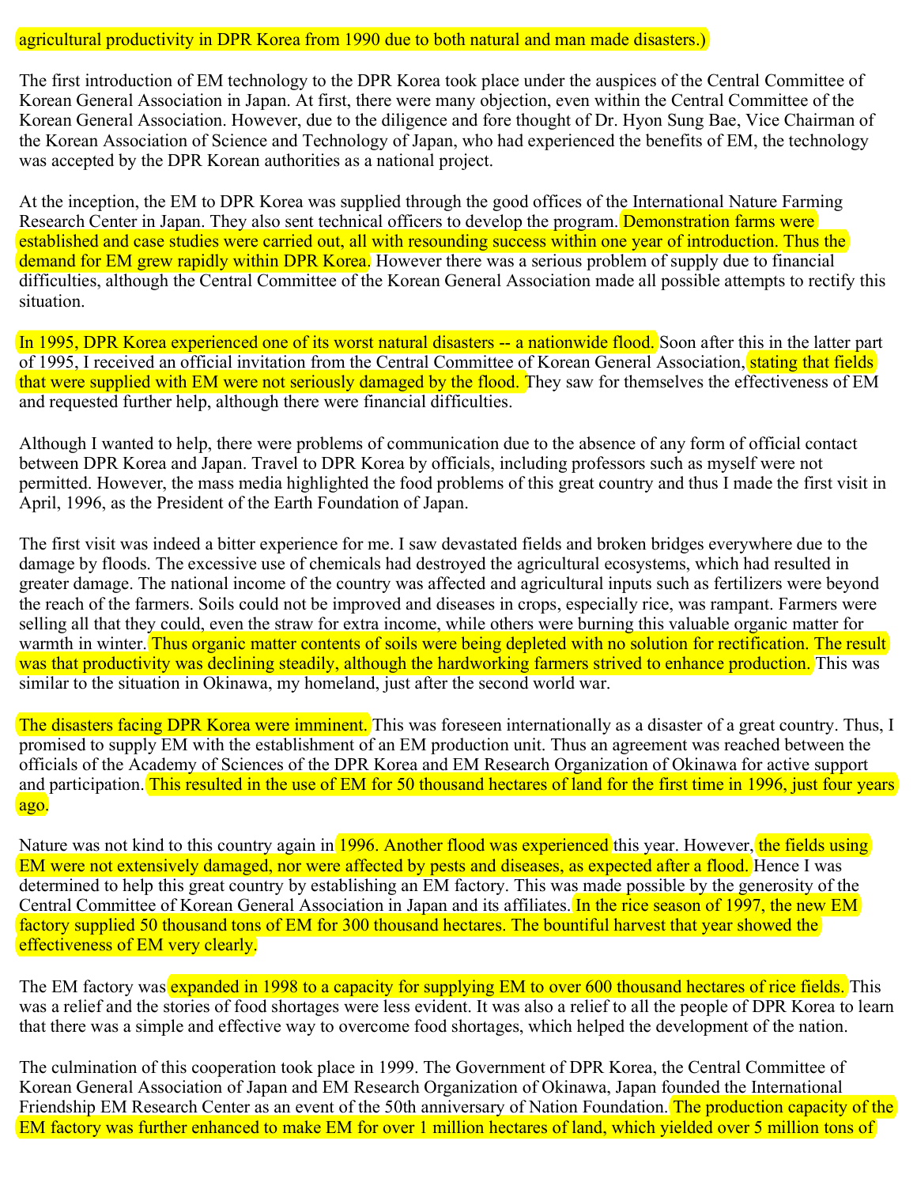agricultural productivity in DPR Korea from 1990 due to both natural and man made disasters.)

The first introduction of EM technology to the DPR Korea took place under the auspices of the Central Committee of Korean General Association in Japan. At first, there were many objection, even within the Central Committee of the Korean General Association. However, due to the diligence and fore thought of Dr. Hyon Sung Bae, Vice Chairman of the Korean Association of Science and Technology of Japan, who had experienced the benefits of EM, the technology was accepted by the DPR Korean authorities as a national project.

At the inception, the EM to DPR Korea was supplied through the good offices of the International Nature Farming Research Center in Japan. They also sent technical officers to develop the program. Demonstration farms were established and case studies were carried out, all with resounding success within one year of introduction. Thus the demand for EM grew rapidly within DPR Korea. However there was a serious problem of supply due to financial difficulties, although the Central Committee of the Korean General Association made all possible attempts to rectify this situation.

In 1995, DPR Korea experienced one of its worst natural disasters -- a nationwide flood. Soon after this in the latter part of 1995, I received an official invitation from the Central Committee of Korean General Association, stating that fields that were supplied with EM were not seriously damaged by the flood. They saw for themselves the effectiveness of EM and requested further help, although there were financial difficulties.

Although I wanted to help, there were problems of communication due to the absence of any form of official contact between DPR Korea and Japan. Travel to DPR Korea by officials, including professors such as myself were not permitted. However, the mass media highlighted the food problems of this great country and thus I made the first visit in April, 1996, as the President of the Earth Foundation of Japan.

The first visit was indeed a bitter experience for me. I saw devastated fields and broken bridges everywhere due to the damage by floods. The excessive use of chemicals had destroyed the agricultural ecosystems, which had resulted in greater damage. The national income of the country was affected and agricultural inputs such as fertilizers were beyond the reach of the farmers. Soils could not be improved and diseases in crops, especially rice, was rampant. Farmers were selling all that they could, even the straw for extra income, while others were burning this valuable organic matter for warmth in winter. Thus organic matter contents of soils were being depleted with no solution for rectification. The result was that productivity was declining steadily, although the hardworking farmers strived to enhance production. This was similar to the situation in Okinawa, my homeland, just after the second world war.

The disasters facing DPR Korea were imminent. This was foreseen internationally as a disaster of a great country. Thus, I promised to supply EM with the establishment of an EM production unit. Thus an agreement was reached between the officials of the Academy of Sciences of the DPR Korea and EM Research Organization of Okinawa for active support and participation. This resulted in the use of EM for 50 thousand hectares of land for the first time in 1996, just four years ago.

Nature was not kind to this country again in 1996. Another flood was experienced this year. However, the fields using EM were not extensively damaged, nor were affected by pests and diseases, as expected after a flood. Hence I was determined to help this great country by establishing an EM factory. This was made possible by the generosity of the Central Committee of Korean General Association in Japan and its affiliates. In the rice season of 1997, the new EM factory supplied 50 thousand tons of EM for 300 thousand hectares. The bountiful harvest that year showed the effectiveness of EM very clearly.

The EM factory was expanded in 1998 to a capacity for supplying EM to over 600 thousand hectares of rice fields. This was a relief and the stories of food shortages were less evident. It was also a relief to all the people of DPR Korea to learn that there was a simple and effective way to overcome food shortages, which helped the development of the nation.

The culmination of this cooperation took place in 1999. The Government of DPR Korea, the Central Committee of Korean General Association of Japan and EM Research Organization of Okinawa, Japan founded the International Friendship EM Research Center as an event of the 50th anniversary of Nation Foundation. The production capacity of the EM factory was further enhanced to make EM for over 1 million hectares of land, which yielded over 5 million tons of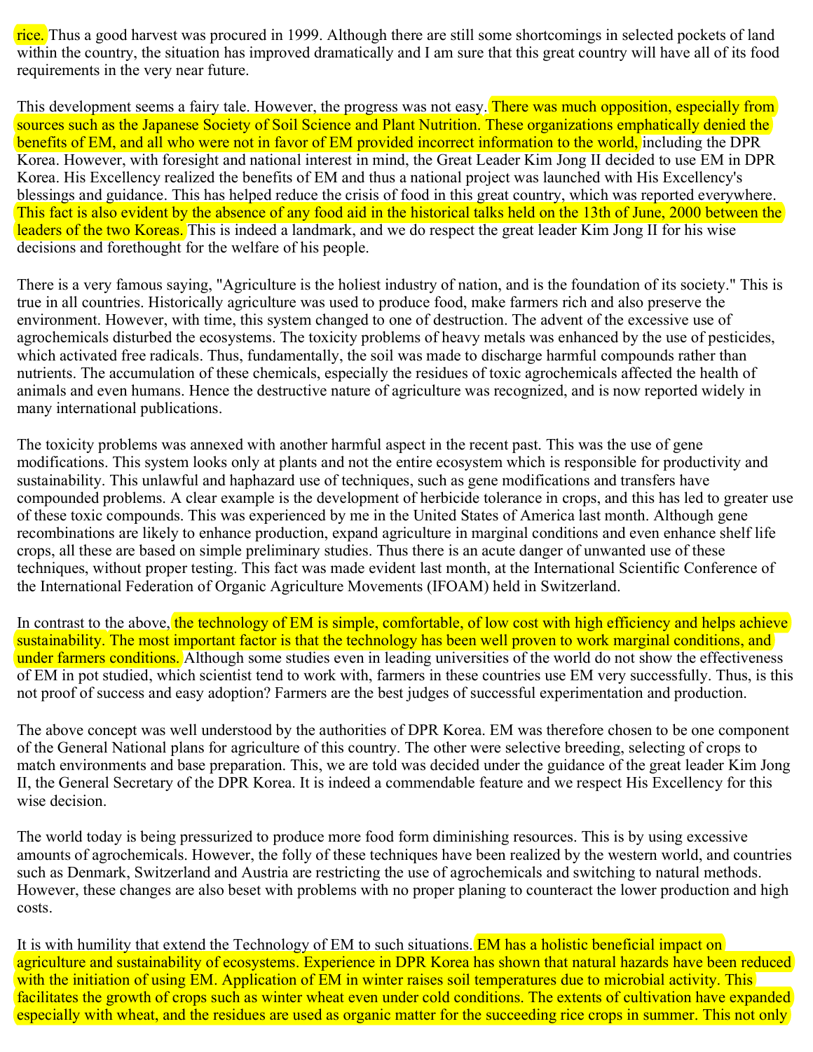rice. Thus a good harvest was procured in 1999. Although there are still some shortcomings in selected pockets of land within the country, the situation has improved dramatically and I am sure that this great country will have all of its food requirements in the very near future.

This development seems a fairy tale. However, the progress was not easy. There was much opposition, especially from sources such as the Japanese Society of Soil Science and Plant Nutrition. These organizations emphatically denied the benefits of EM, and all who were not in favor of EM provided incorrect information to the world, including the DPR Korea. However, with foresight and national interest in mind, the Great Leader Kim Jong II decided to use EM in DPR Korea. His Excellency realized the benefits of EM and thus a national project was launched with His Excellency's blessings and guidance. This has helped reduce the crisis of food in this great country, which was reported everywhere. This fact is also evident by the absence of any food aid in the historical talks held on the 13th of June, 2000 between the leaders of the two Koreas. This is indeed a landmark, and we do respect the great leader Kim Jong II for his wise decisions and forethought for the welfare of his people.

There is a very famous saying, "Agriculture is the holiest industry of nation, and is the foundation of its society." This is true in all countries. Historically agriculture was used to produce food, make farmers rich and also preserve the environment. However, with time, this system changed to one of destruction. The advent of the excessive use of agrochemicals disturbed the ecosystems. The toxicity problems of heavy metals was enhanced by the use of pesticides, which activated free radicals. Thus, fundamentally, the soil was made to discharge harmful compounds rather than nutrients. The accumulation of these chemicals, especially the residues of toxic agrochemicals affected the health of animals and even humans. Hence the destructive nature of agriculture was recognized, and is now reported widely in many international publications.

The toxicity problems was annexed with another harmful aspect in the recent past. This was the use of gene modifications. This system looks only at plants and not the entire ecosystem which is responsible for productivity and sustainability. This unlawful and haphazard use of techniques, such as gene modifications and transfers have compounded problems. A clear example is the development of herbicide tolerance in crops, and this has led to greater use of these toxic compounds. This was experienced by me in the United States of America last month. Although gene recombinations are likely to enhance production, expand agriculture in marginal conditions and even enhance shelf life crops, all these are based on simple preliminary studies. Thus there is an acute danger of unwanted use of these techniques, without proper testing. This fact was made evident last month, at the International Scientific Conference of the International Federation of Organic Agriculture Movements (IFOAM) held in Switzerland.

In contrast to the above, the technology of EM is simple, comfortable, of low cost with high efficiency and helps achieve sustainability. The most important factor is that the technology has been well proven to work marginal conditions, and under farmers conditions. Although some studies even in leading universities of the world do not show the effectiveness of EM in pot studied, which scientist tend to work with, farmers in these countries use EM very successfully. Thus, is this not proof of success and easy adoption? Farmers are the best judges of successful experimentation and production.

The above concept was well understood by the authorities of DPR Korea. EM was therefore chosen to be one component of the General National plans for agriculture of this country. The other were selective breeding, selecting of crops to match environments and base preparation. This, we are told was decided under the guidance of the great leader Kim Jong II, the General Secretary of the DPR Korea. It is indeed a commendable feature and we respect His Excellency for this wise decision.

The world today is being pressurized to produce more food form diminishing resources. This is by using excessive amounts of agrochemicals. However, the folly of these techniques have been realized by the western world, and countries such as Denmark, Switzerland and Austria are restricting the use of agrochemicals and switching to natural methods. However, these changes are also beset with problems with no proper planing to counteract the lower production and high costs.

It is with humility that extend the Technology of EM to such situations. EM has a holistic beneficial impact on agriculture and sustainability of ecosystems. Experience in DPR Korea has shown that natural hazards have been reduced with the initiation of using EM. Application of EM in winter raises soil temperatures due to microbial activity. This facilitates the growth of crops such as winter wheat even under cold conditions. The extents of cultivation have expanded especially with wheat, and the residues are used as organic matter for the succeeding rice crops in summer. This not only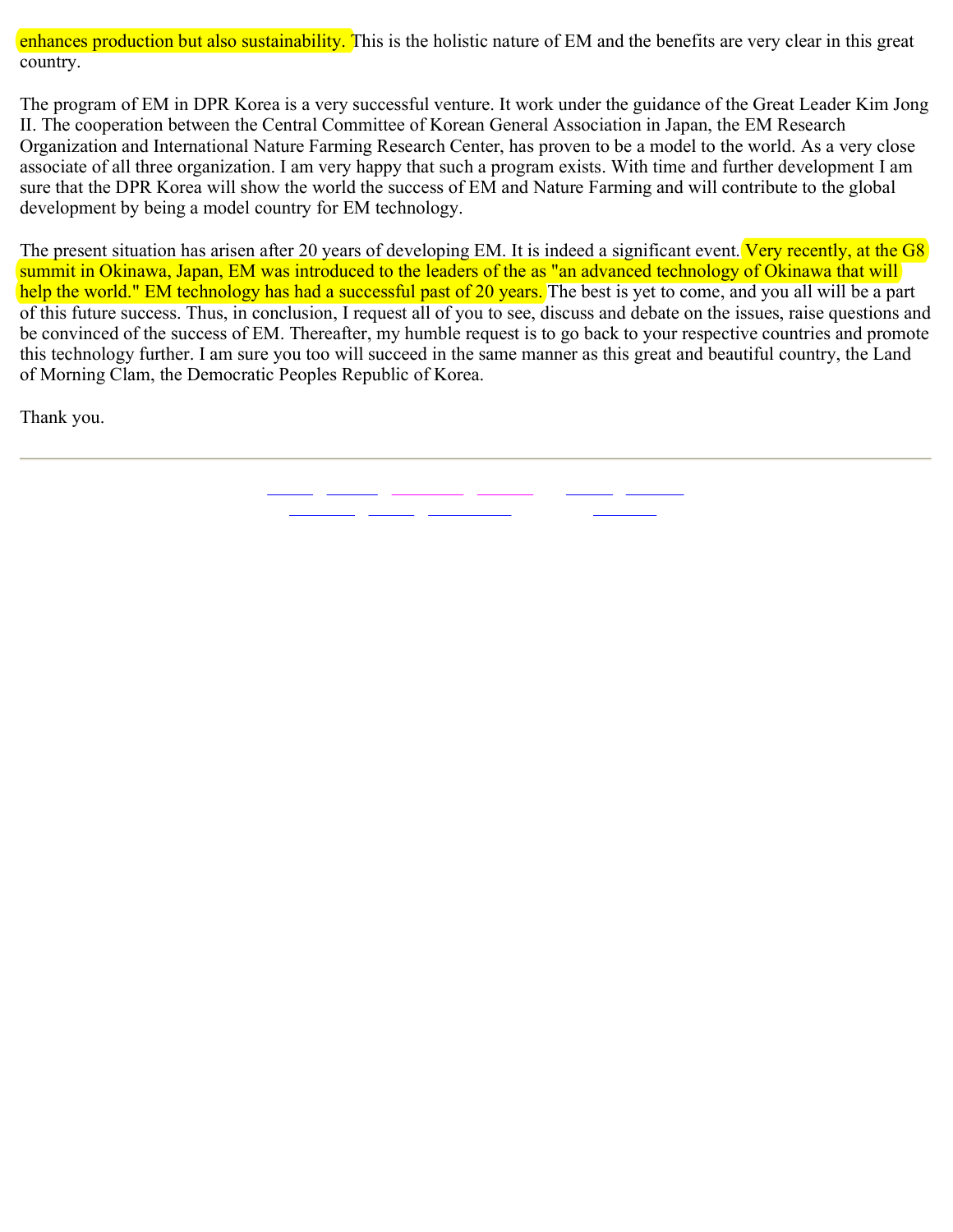enhances production but also sustainability. This is the holistic nature of EM and the benefits are very clear in this great country.

The program of EM in DPR Korea is a very successful venture. It work under the guidance of the Great Leader Kim Jong II. The cooperation between the Central Committee of Korean General Association in Japan, the EM Research Organization and International Nature Farming Research Center, has proven to be a model to the world. As a very close associate of all three organization. I am very happy that such a program exists. With time and further development I am sure that the DPR Korea will show the world the success of EM and Nature Farming and will contribute to the global development by being a model country for EM technology.

The present situation has arisen after 20 years of developing EM. It is indeed a significant event. Very recently, at the G8 summit in Okinawa, Japan, EM was introduced to the leaders of the as "an advanced technology of Okinawa that will help the world." EM technology has had a successful past of 20 years. The best is yet to come, and you all will be a part of this future success. Thus, in conclusion, I request all of you to see, discuss and debate on the issues, raise questions and be convinced of the success of EM. Thereafter, my humble request is to go back to your respective countries and promote this technology further. I am sure you too will succeed in the same manner as this great and beautiful country, the Land of Morning Clam, the Democratic Peoples Republic of Korea.

Thank you.

---